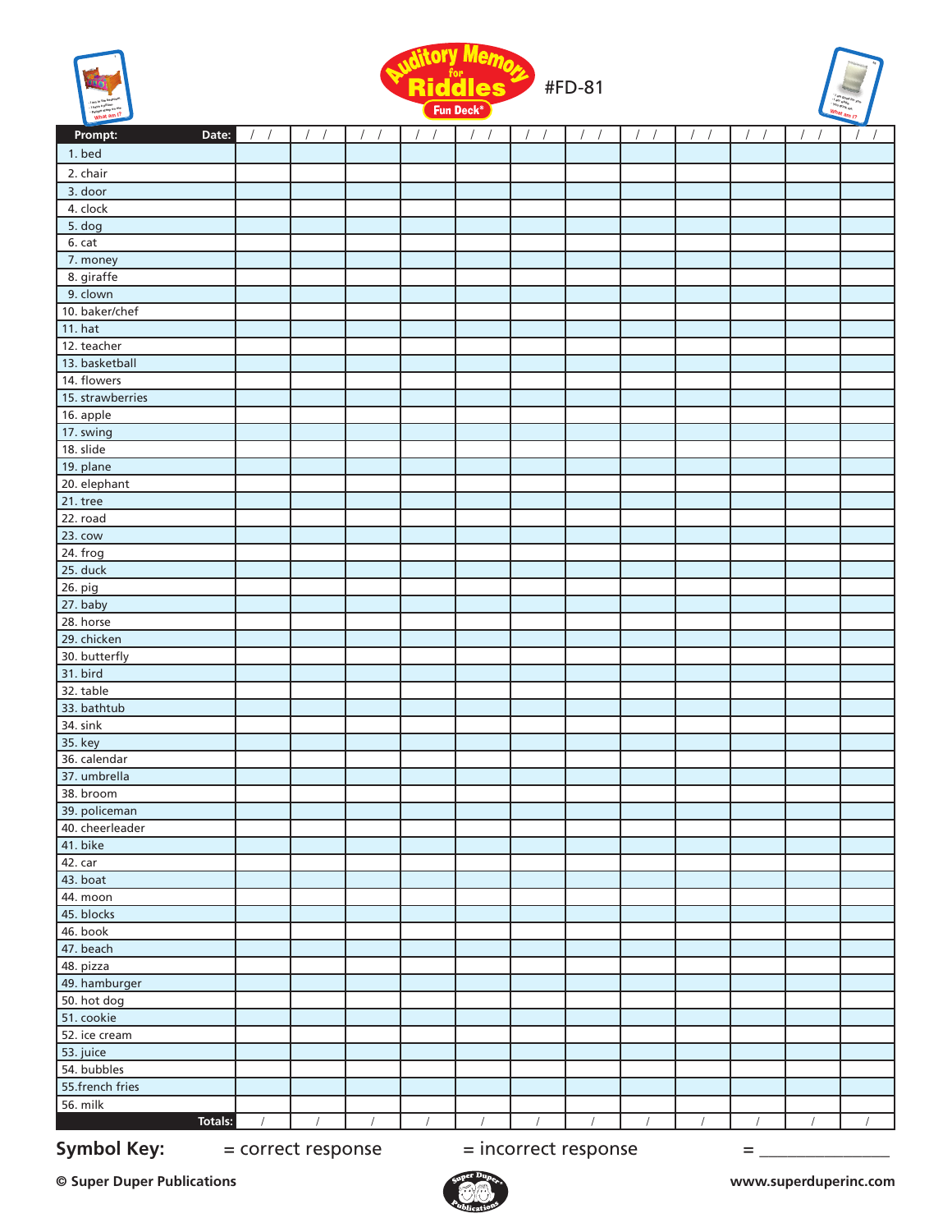# Auditory Memory for Riddles Fun Deck® #FD-81

| Prompt: | Date: / / | / / | / / | / / | / / | / / | / / | / / | / / | / / | / / | / / |
|---|---|---|---|---|---|---|---|---|---|---|---|---|
| 1. bed | | | | | | | | | | | | |
| 2. chair | | | | | | | | | | | | |
| 3. door | | | | | | | | | | | | |
| 4. clock | | | | | | | | | | | | |
| 5. dog | | | | | | | | | | | | |
| 6. cat | | | | | | | | | | | | |
| 7. money | | | | | | | | | | | | |
| 8. giraffe | | | | | | | | | | | | |
| 9. clown | | | | | | | | | | | | |
| 10. baker/chef | | | | | | | | | | | | |
| 11. hat | | | | | | | | | | | | |
| 12. teacher | | | | | | | | | | | | |
| 13. basketball | | | | | | | | | | | | |
| 14. flowers | | | | | | | | | | | | |
| 15. strawberries | | | | | | | | | | | | |
| 16. apple | | | | | | | | | | | | |
| 17. swing | | | | | | | | | | | | |
| 18. slide | | | | | | | | | | | | |
| 19. plane | | | | | | | | | | | | |
| 20. elephant | | | | | | | | | | | | |
| 21. tree | | | | | | | | | | | | |
| 22. road | | | | | | | | | | | | |
| 23. cow | | | | | | | | | | | | |
| 24. frog | | | | | | | | | | | | |
| 25. duck | | | | | | | | | | | | |
| 26. pig | | | | | | | | | | | | |
| 27. baby | | | | | | | | | | | | |
| 28. horse | | | | | | | | | | | | |
| 29. chicken | | | | | | | | | | | | |
| 30. butterfly | | | | | | | | | | | | |
| 31. bird | | | | | | | | | | | | |
| 32. table | | | | | | | | | | | | |
| 33. bathtub | | | | | | | | | | | | |
| 34. sink | | | | | | | | | | | | |
| 35. key | | | | | | | | | | | | |
| 36. calendar | | | | | | | | | | | | |
| 37. umbrella | | | | | | | | | | | | |
| 38. broom | | | | | | | | | | | | |
| 39. policeman | | | | | | | | | | | | |
| 40. cheerleader | | | | | | | | | | | | |
| 41. bike | | | | | | | | | | | | |
| 42. car | | | | | | | | | | | | |
| 43. boat | | | | | | | | | | | | |
| 44. moon | | | | | | | | | | | | |
| 45. blocks | | | | | | | | | | | | |
| 46. book | | | | | | | | | | | | |
| 47. beach | | | | | | | | | | | | |
| 48. pizza | | | | | | | | | | | | |
| 49. hamburger | | | | | | | | | | | | |
| 50. hot dog | | | | | | | | | | | | |
| 51. cookie | | | | | | | | | | | | |
| 52. ice cream | | | | | | | | | | | | |
| 53. juice | | | | | | | | | | | | |
| 54. bubbles | | | | | | | | | | | | |
| 55.french fries | | | | | | | | | | | | |
| 56. milk | | | | | | | | | | | | |
| Totals: | / | / | / | / | / | / | / | / | / | / | / | / |

**Symbol Key:** = correct response = incorrect response = _______________

© Super Duper Publications www.superduperinc.com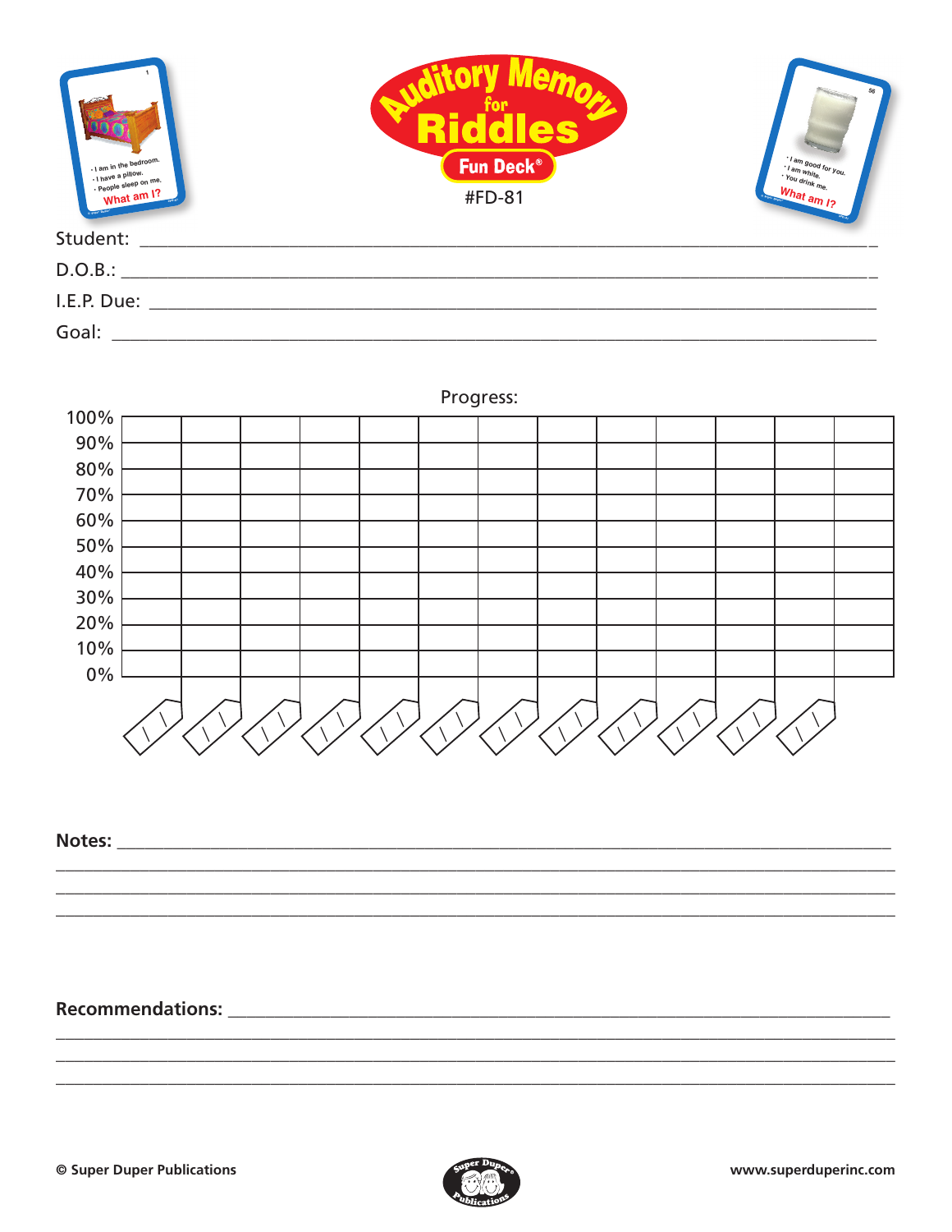# Auditory Memory for Riddles Fun Deck®

#FD-81

Student: ______________________________________________

D.O.B.: ______________________________________________

I.E.P. Due: ______________________________________________

Goal: ______________________________________________

Progress:

100%
90%
80%
70%
60%
50%
40%
30%
20%
10%
0%

**Notes:** ______________________________________________

______________________________________________

______________________________________________

______________________________________________

**Recommendations:** ______________________________________________

______________________________________________

______________________________________________

______________________________________________

© Super Duper Publications

www.superduperinc.com